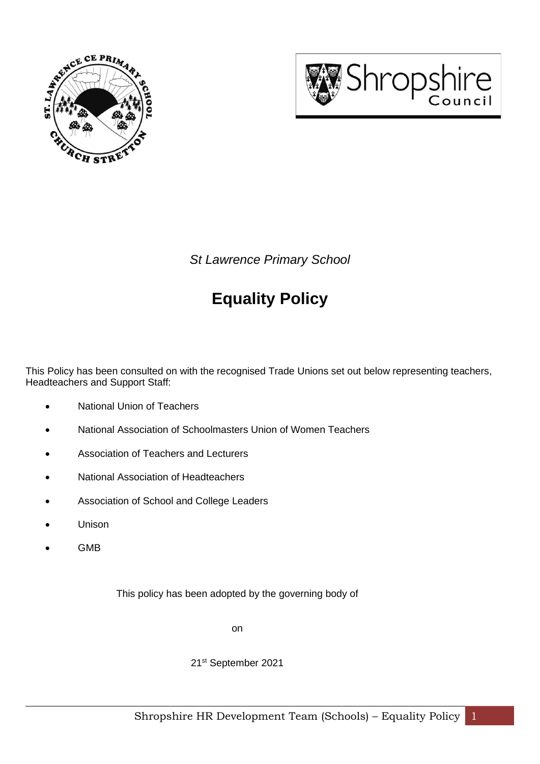*St Lawrence Primary School*

# Equality Policy

This Policy has been consulted on with the recognised Trade Unions set out below representing teachers, Headteachers and Support Staff:

- National Union of Teachers
- National Association of Schoolmasters Union of Women Teachers
- Association of Teachers and Lecturers
- National Association of Headteachers
- Association of School and College Leaders
- Unison
- GMB

This policy has been adopted by the governing body of

on

21st September 2021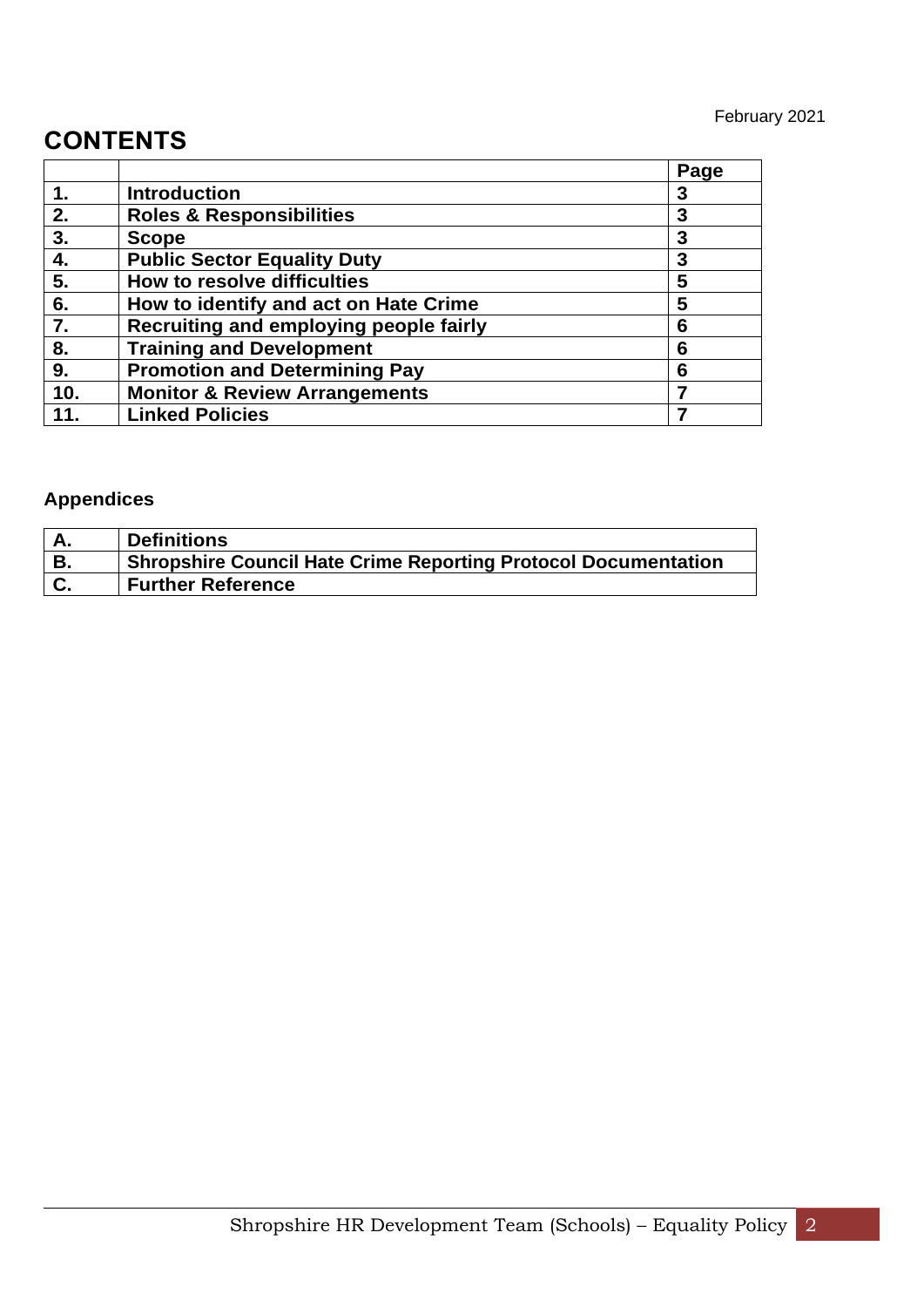February 2021

# CONTENTS

| | | Page |
|---|---|---|
| **1.** | **Introduction** | **3** |
| **2.** | **Roles & Responsibilities** | **3** |
| **3.** | **Scope** | **3** |
| **4.** | **Public Sector Equality Duty** | **3** |
| **5.** | **How to resolve difficulties** | **5** |
| **6.** | **How to identify and act on Hate Crime** | **5** |
| **7.** | **Recruiting and employing people fairly** | **6** |
| **8.** | **Training and Development** | **6** |
| **9.** | **Promotion and Determining Pay** | **6** |
| **10.** | **Monitor & Review Arrangements** | **7** |
| **11.** | **Linked Policies** | **7** |

## Appendices

| | |
|---|---|
| **A.** | **Definitions** |
| **B.** | **Shropshire Council Hate Crime Reporting Protocol Documentation** |
| **C.** | **Further Reference** |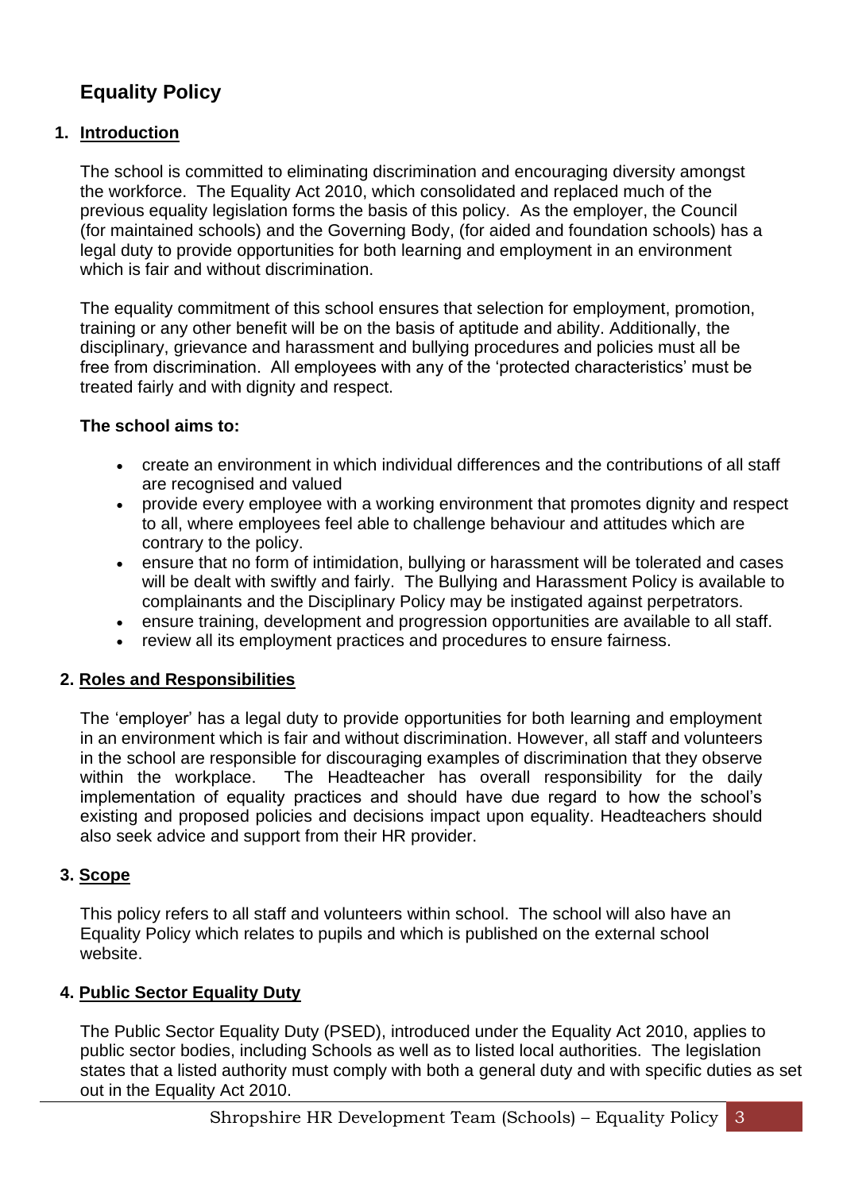# Equality Policy

## 1. Introduction

The school is committed to eliminating discrimination and encouraging diversity amongst the workforce. The Equality Act 2010, which consolidated and replaced much of the previous equality legislation forms the basis of this policy. As the employer, the Council (for maintained schools) and the Governing Body, (for aided and foundation schools) has a legal duty to provide opportunities for both learning and employment in an environment which is fair and without discrimination.

The equality commitment of this school ensures that selection for employment, promotion, training or any other benefit will be on the basis of aptitude and ability. Additionally, the disciplinary, grievance and harassment and bullying procedures and policies must all be free from discrimination. All employees with any of the 'protected characteristics' must be treated fairly and with dignity and respect.

**The school aims to:**

- create an environment in which individual differences and the contributions of all staff are recognised and valued
- provide every employee with a working environment that promotes dignity and respect to all, where employees feel able to challenge behaviour and attitudes which are contrary to the policy.
- ensure that no form of intimidation, bullying or harassment will be tolerated and cases will be dealt with swiftly and fairly. The Bullying and Harassment Policy is available to complainants and the Disciplinary Policy may be instigated against perpetrators.
- ensure training, development and progression opportunities are available to all staff.
- review all its employment practices and procedures to ensure fairness.

## 2. Roles and Responsibilities

The 'employer' has a legal duty to provide opportunities for both learning and employment in an environment which is fair and without discrimination. However, all staff and volunteers in the school are responsible for discouraging examples of discrimination that they observe within the workplace. The Headteacher has overall responsibility for the daily implementation of equality practices and should have due regard to how the school's existing and proposed policies and decisions impact upon equality. Headteachers should also seek advice and support from their HR provider.

## 3. Scope

This policy refers to all staff and volunteers within school. The school will also have an Equality Policy which relates to pupils and which is published on the external school website.

## 4. Public Sector Equality Duty

The Public Sector Equality Duty (PSED), introduced under the Equality Act 2010, applies to public sector bodies, including Schools as well as to listed local authorities. The legislation states that a listed authority must comply with both a general duty and with specific duties as set out in the Equality Act 2010.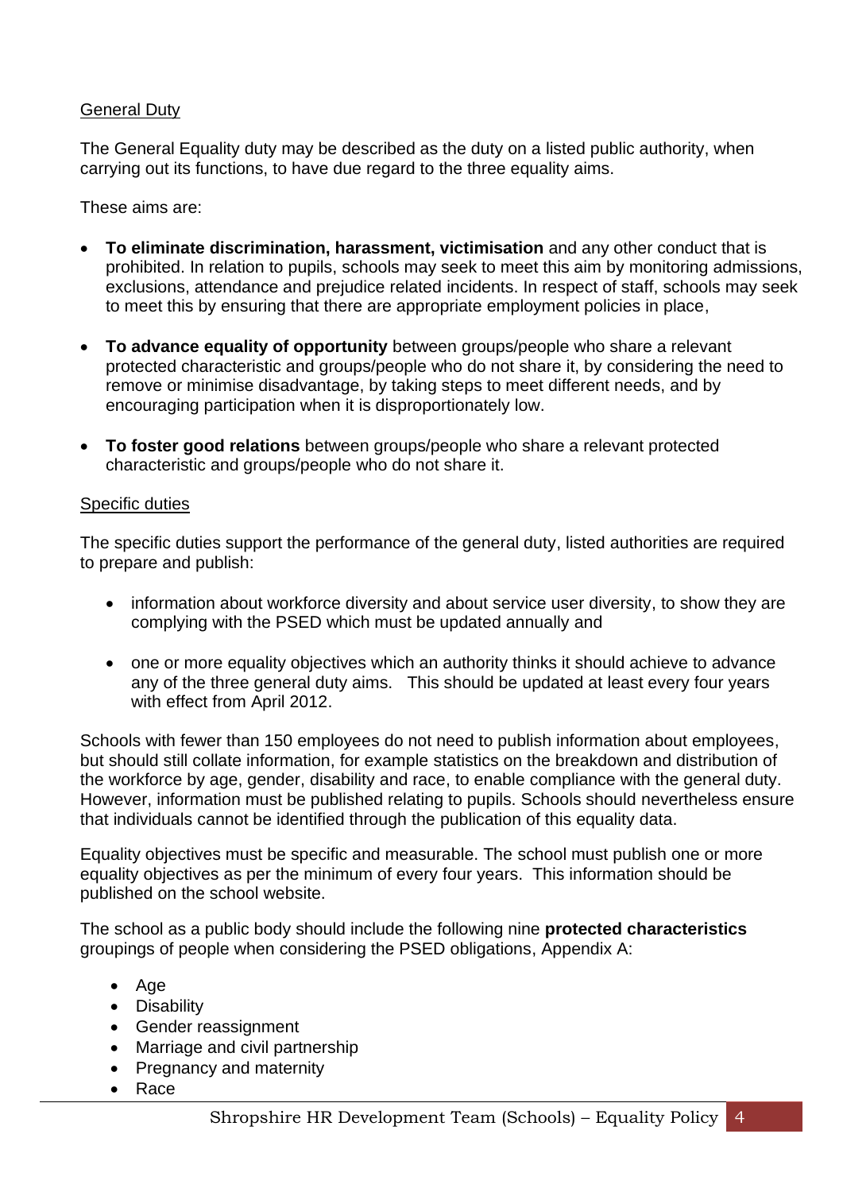General Duty

The General Equality duty may be described as the duty on a listed public authority, when carrying out its functions, to have due regard to the three equality aims.

These aims are:

- **To eliminate discrimination, harassment, victimisation** and any other conduct that is prohibited. In relation to pupils, schools may seek to meet this aim by monitoring admissions, exclusions, attendance and prejudice related incidents. In respect of staff, schools may seek to meet this by ensuring that there are appropriate employment policies in place,

- **To advance equality of opportunity** between groups/people who share a relevant protected characteristic and groups/people who do not share it, by considering the need to remove or minimise disadvantage, by taking steps to meet different needs, and by encouraging participation when it is disproportionately low.

- **To foster good relations** between groups/people who share a relevant protected characteristic and groups/people who do not share it.

Specific duties

The specific duties support the performance of the general duty, listed authorities are required to prepare and publish:

- information about workforce diversity and about service user diversity, to show they are complying with the PSED which must be updated annually and

- one or more equality objectives which an authority thinks it should achieve to advance any of the three general duty aims. This should be updated at least every four years with effect from April 2012.

Schools with fewer than 150 employees do not need to publish information about employees, but should still collate information, for example statistics on the breakdown and distribution of the workforce by age, gender, disability and race, to enable compliance with the general duty. However, information must be published relating to pupils. Schools should nevertheless ensure that individuals cannot be identified through the publication of this equality data.

Equality objectives must be specific and measurable. The school must publish one or more equality objectives as per the minimum of every four years. This information should be published on the school website.

The school as a public body should include the following nine **protected characteristics** groupings of people when considering the PSED obligations, Appendix A:

- Age
- Disability
- Gender reassignment
- Marriage and civil partnership
- Pregnancy and maternity
- Race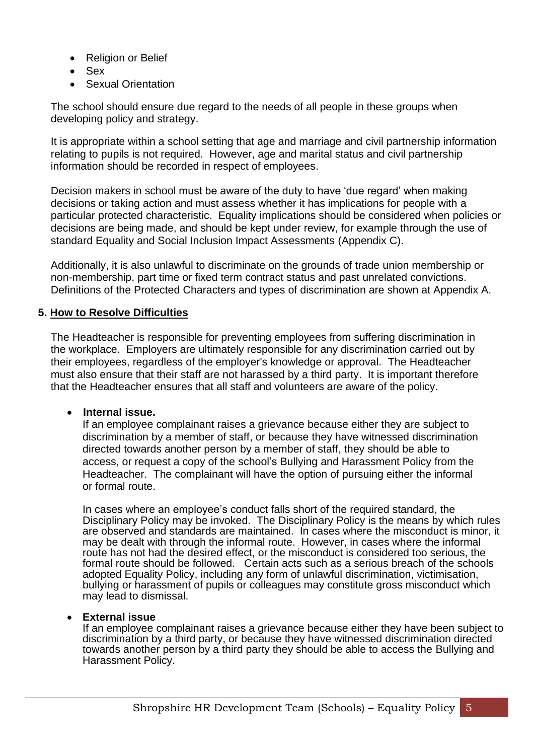- Religion or Belief
- Sex
- Sexual Orientation

The school should ensure due regard to the needs of all people in these groups when developing policy and strategy.

It is appropriate within a school setting that age and marriage and civil partnership information relating to pupils is not required. However, age and marital status and civil partnership information should be recorded in respect of employees.

Decision makers in school must be aware of the duty to have 'due regard' when making decisions or taking action and must assess whether it has implications for people with a particular protected characteristic. Equality implications should be considered when policies or decisions are being made, and should be kept under review, for example through the use of standard Equality and Social Inclusion Impact Assessments (Appendix C).

Additionally, it is also unlawful to discriminate on the grounds of trade union membership or non-membership, part time or fixed term contract status and past unrelated convictions. Definitions of the Protected Characters and types of discrimination are shown at Appendix A.

## 5. How to Resolve Difficulties

The Headteacher is responsible for preventing employees from suffering discrimination in the workplace. Employers are ultimately responsible for any discrimination carried out by their employees, regardless of the employer's knowledge or approval. The Headteacher must also ensure that their staff are not harassed by a third party. It is important therefore that the Headteacher ensures that all staff and volunteers are aware of the policy.

- **Internal issue.**
  If an employee complainant raises a grievance because either they are subject to discrimination by a member of staff, or because they have witnessed discrimination directed towards another person by a member of staff, they should be able to access, or request a copy of the school's Bullying and Harassment Policy from the Headteacher. The complainant will have the option of pursuing either the informal or formal route.

  In cases where an employee's conduct falls short of the required standard, the Disciplinary Policy may be invoked. The Disciplinary Policy is the means by which rules are observed and standards are maintained. In cases where the misconduct is minor, it may be dealt with through the informal route. However, in cases where the informal route has not had the desired effect, or the misconduct is considered too serious, the formal route should be followed. Certain acts such as a serious breach of the schools adopted Equality Policy, including any form of unlawful discrimination, victimisation, bullying or harassment of pupils or colleagues may constitute gross misconduct which may lead to dismissal.

- **External issue**
  If an employee complainant raises a grievance because either they have been subject to discrimination by a third party, or because they have witnessed discrimination directed towards another person by a third party they should be able to access the Bullying and Harassment Policy.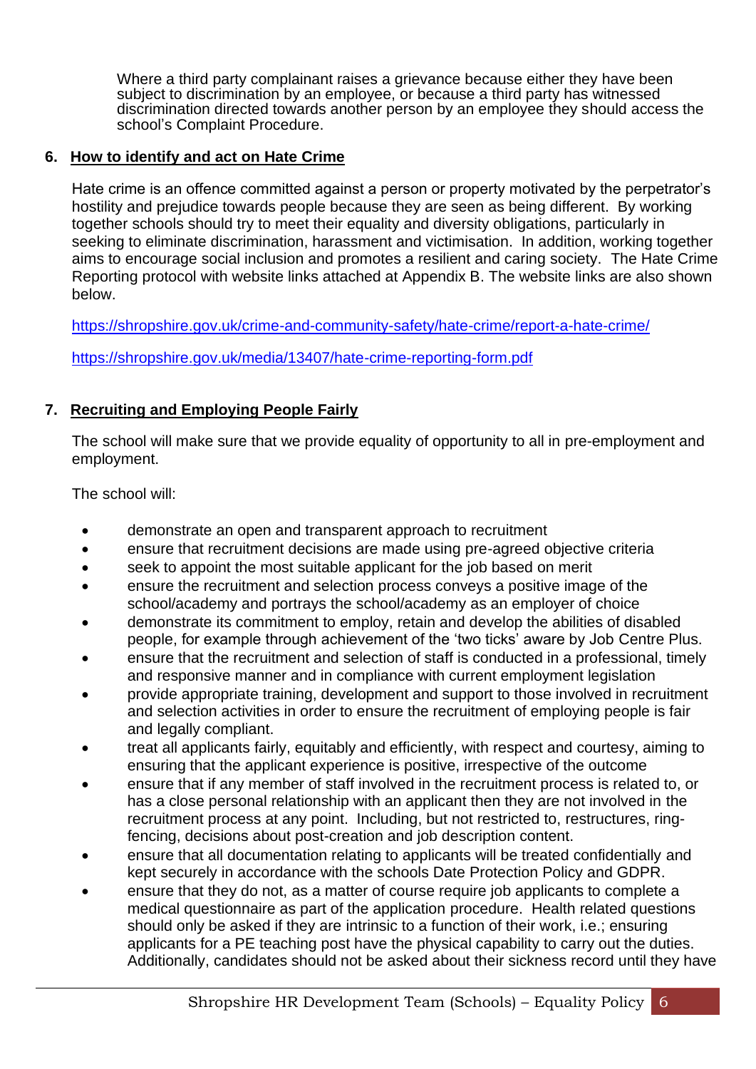Where a third party complainant raises a grievance because either they have been subject to discrimination by an employee, or because a third party has witnessed discrimination directed towards another person by an employee they should access the school's Complaint Procedure.

## 6. How to identify and act on Hate Crime

Hate crime is an offence committed against a person or property motivated by the perpetrator's hostility and prejudice towards people because they are seen as being different. By working together schools should try to meet their equality and diversity obligations, particularly in seeking to eliminate discrimination, harassment and victimisation. In addition, working together aims to encourage social inclusion and promotes a resilient and caring society. The Hate Crime Reporting protocol with website links attached at Appendix B. The website links are also shown below.

https://shropshire.gov.uk/crime-and-community-safety/hate-crime/report-a-hate-crime/

https://shropshire.gov.uk/media/13407/hate-crime-reporting-form.pdf

## 7. Recruiting and Employing People Fairly

The school will make sure that we provide equality of opportunity to all in pre-employment and employment.

The school will:

- demonstrate an open and transparent approach to recruitment
- ensure that recruitment decisions are made using pre-agreed objective criteria
- seek to appoint the most suitable applicant for the job based on merit
- ensure the recruitment and selection process conveys a positive image of the school/academy and portrays the school/academy as an employer of choice
- demonstrate its commitment to employ, retain and develop the abilities of disabled people, for example through achievement of the 'two ticks' aware by Job Centre Plus.
- ensure that the recruitment and selection of staff is conducted in a professional, timely and responsive manner and in compliance with current employment legislation
- provide appropriate training, development and support to those involved in recruitment and selection activities in order to ensure the recruitment of employing people is fair and legally compliant.
- treat all applicants fairly, equitably and efficiently, with respect and courtesy, aiming to ensuring that the applicant experience is positive, irrespective of the outcome
- ensure that if any member of staff involved in the recruitment process is related to, or has a close personal relationship with an applicant then they are not involved in the recruitment process at any point. Including, but not restricted to, restructures, ring-fencing, decisions about post-creation and job description content.
- ensure that all documentation relating to applicants will be treated confidentially and kept securely in accordance with the schools Date Protection Policy and GDPR.
- ensure that they do not, as a matter of course require job applicants to complete a medical questionnaire as part of the application procedure. Health related questions should only be asked if they are intrinsic to a function of their work, i.e.; ensuring applicants for a PE teaching post have the physical capability to carry out the duties. Additionally, candidates should not be asked about their sickness record until they have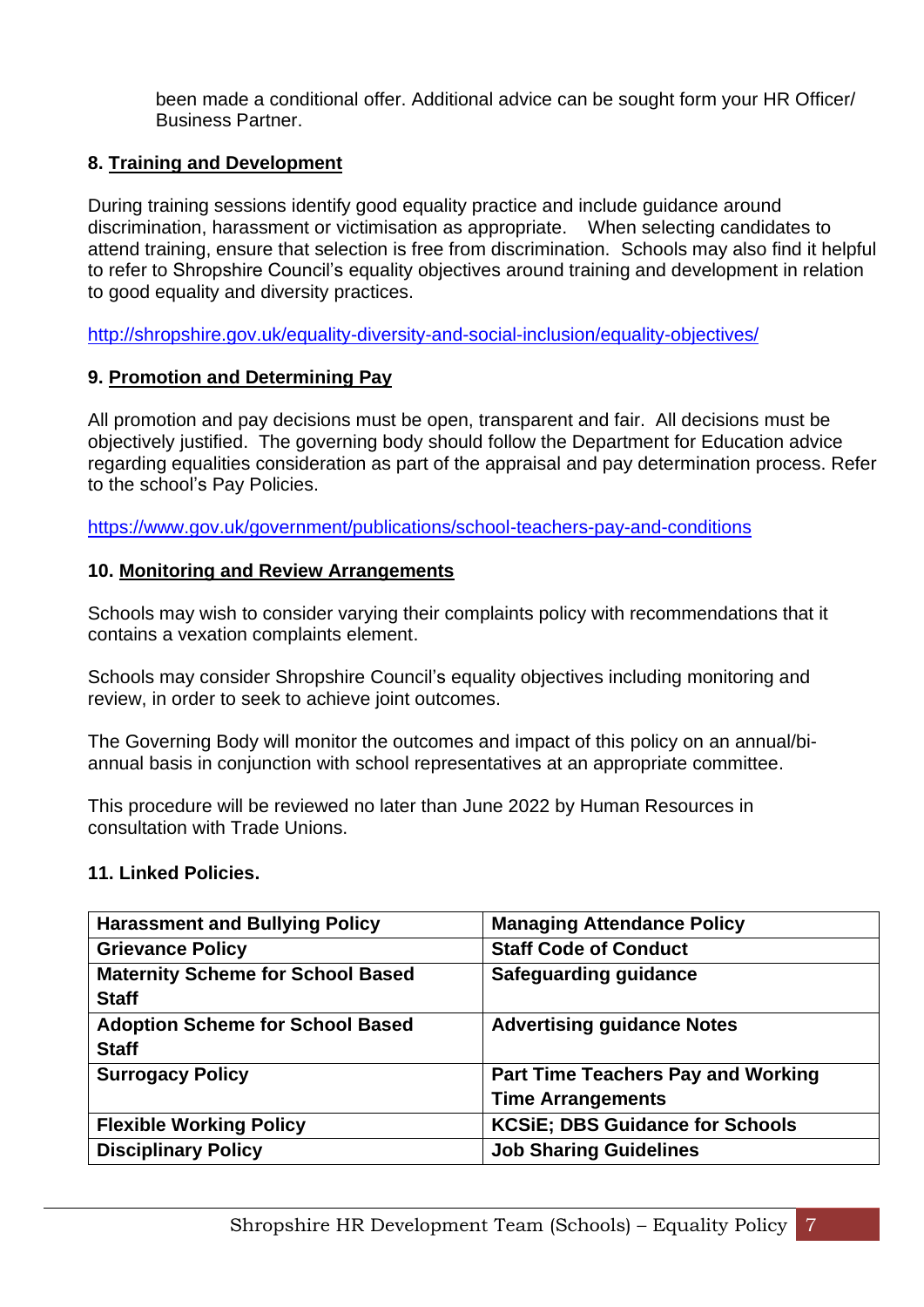been made a conditional offer. Additional advice can be sought form your HR Officer/ Business Partner.

## 8. Training and Development

During training sessions identify good equality practice and include guidance around discrimination, harassment or victimisation as appropriate. When selecting candidates to attend training, ensure that selection is free from discrimination. Schools may also find it helpful to refer to Shropshire Council's equality objectives around training and development in relation to good equality and diversity practices.

http://shropshire.gov.uk/equality-diversity-and-social-inclusion/equality-objectives/

## 9. Promotion and Determining Pay

All promotion and pay decisions must be open, transparent and fair. All decisions must be objectively justified. The governing body should follow the Department for Education advice regarding equalities consideration as part of the appraisal and pay determination process. Refer to the school's Pay Policies.

https://www.gov.uk/government/publications/school-teachers-pay-and-conditions

## 10. Monitoring and Review Arrangements

Schools may wish to consider varying their complaints policy with recommendations that it contains a vexation complaints element.

Schools may consider Shropshire Council's equality objectives including monitoring and review, in order to seek to achieve joint outcomes.

The Governing Body will monitor the outcomes and impact of this policy on an annual/bi-annual basis in conjunction with school representatives at an appropriate committee.

This procedure will be reviewed no later than June 2022 by Human Resources in consultation with Trade Unions.

## 11. Linked Policies.

| Harassment and Bullying Policy | Managing Attendance Policy |
|---|---|
| Grievance Policy | Staff Code of Conduct |
| Maternity Scheme for School Based Staff | Safeguarding guidance |
| Adoption Scheme for School Based Staff | Advertising guidance Notes |
| Surrogacy Policy | Part Time Teachers Pay and Working Time Arrangements |
| Flexible Working Policy | KCSiE; DBS Guidance for Schools |
| Disciplinary Policy | Job Sharing Guidelines |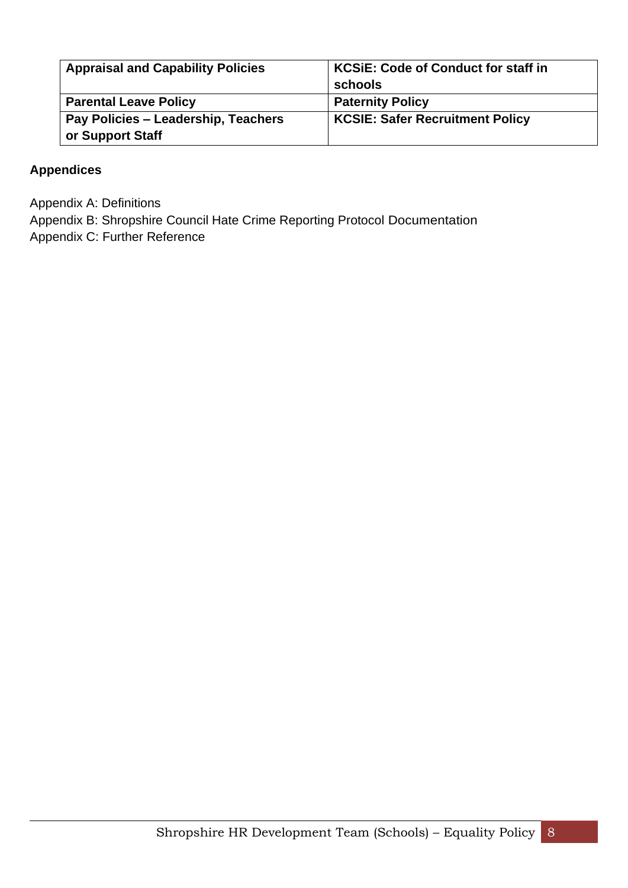| Appraisal and Capability Policies | KCSiE: Code of Conduct for staff in schools |
|---|---|
| **Parental Leave Policy** | **Paternity Policy** |
| **Pay Policies – Leadership, Teachers or Support Staff** | **KCSIE: Safer Recruitment Policy** |

**Appendices**

Appendix A: Definitions
Appendix B: Shropshire Council Hate Crime Reporting Protocol Documentation
Appendix C: Further Reference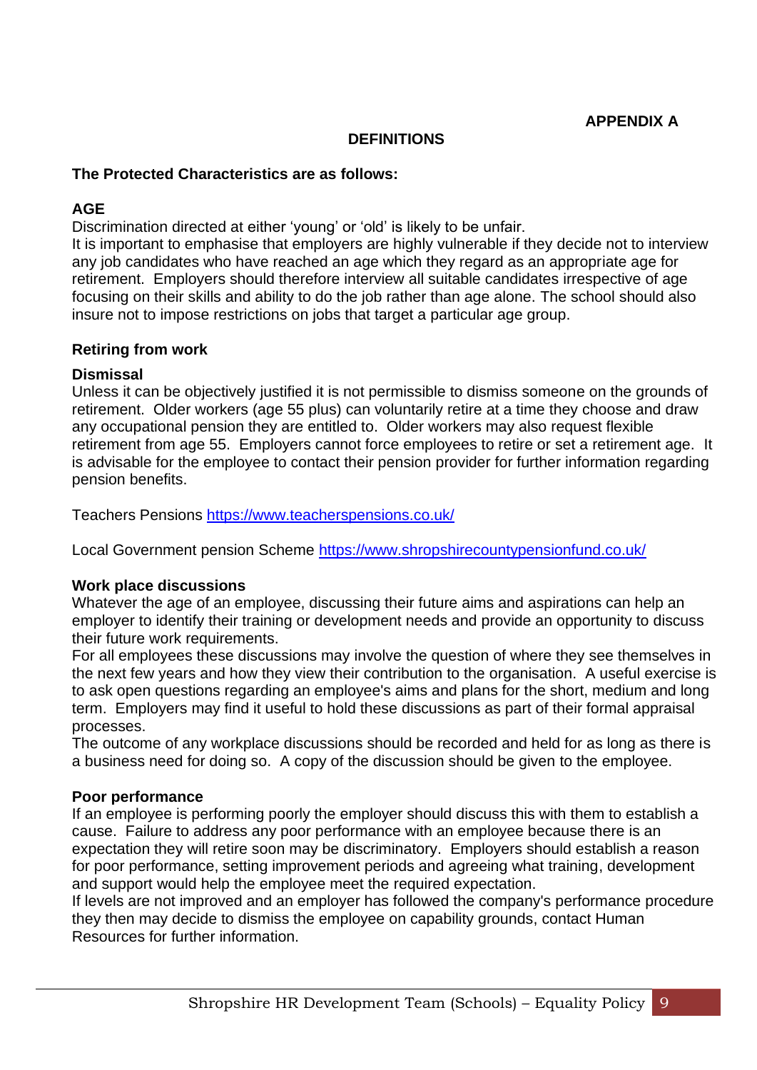**APPENDIX A**

## DEFINITIONS

### The Protected Characteristics are as follows:

#### AGE

Discrimination directed at either 'young' or 'old' is likely to be unfair.
It is important to emphasise that employers are highly vulnerable if they decide not to interview any job candidates who have reached an age which they regard as an appropriate age for retirement. Employers should therefore interview all suitable candidates irrespective of age focusing on their skills and ability to do the job rather than age alone. The school should also insure not to impose restrictions on jobs that target a particular age group.

#### Retiring from work

**Dismissal**

Unless it can be objectively justified it is not permissible to dismiss someone on the grounds of retirement. Older workers (age 55 plus) can voluntarily retire at a time they choose and draw any occupational pension they are entitled to. Older workers may also request flexible retirement from age 55. Employers cannot force employees to retire or set a retirement age. It is advisable for the employee to contact their pension provider for further information regarding pension benefits.

Teachers Pensions [https://www.teacherspensions.co.uk/](https://www.teacherspensions.co.uk/)

Local Government pension Scheme [https://www.shropshirecountypensionfund.co.uk/](https://www.shropshirecountypensionfund.co.uk/)

**Work place discussions**

Whatever the age of an employee, discussing their future aims and aspirations can help an employer to identify their training or development needs and provide an opportunity to discuss their future work requirements.
For all employees these discussions may involve the question of where they see themselves in the next few years and how they view their contribution to the organisation. A useful exercise is to ask open questions regarding an employee's aims and plans for the short, medium and long term. Employers may find it useful to hold these discussions as part of their formal appraisal processes.
The outcome of any workplace discussions should be recorded and held for as long as there is a business need for doing so. A copy of the discussion should be given to the employee.

**Poor performance**

If an employee is performing poorly the employer should discuss this with them to establish a cause. Failure to address any poor performance with an employee because there is an expectation they will retire soon may be discriminatory. Employers should establish a reason for poor performance, setting improvement periods and agreeing what training, development and support would help the employee meet the required expectation.
If levels are not improved and an employer has followed the company's performance procedure they then may decide to dismiss the employee on capability grounds, contact Human Resources for further information.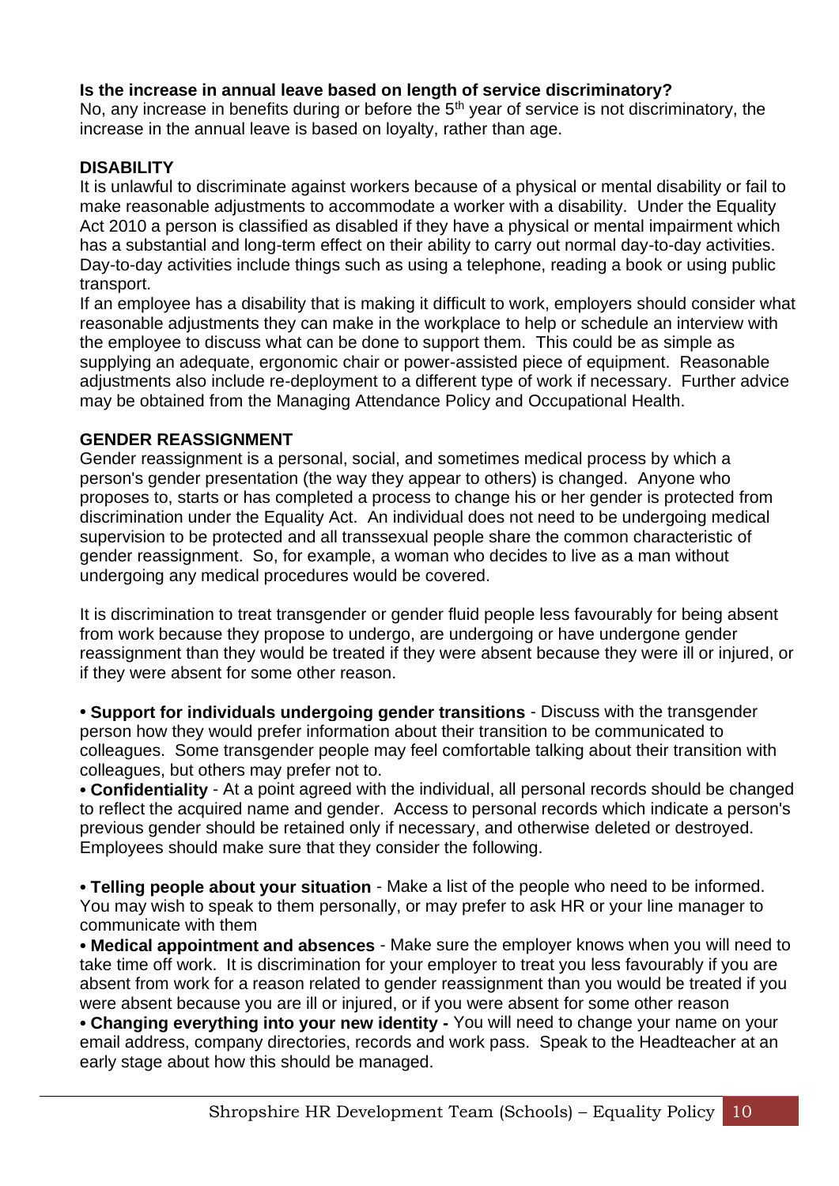**Is the increase in annual leave based on length of service discriminatory?**
No, any increase in benefits during or before the 5th year of service is not discriminatory, the increase in the annual leave is based on loyalty, rather than age.

**DISABILITY**
It is unlawful to discriminate against workers because of a physical or mental disability or fail to make reasonable adjustments to accommodate a worker with a disability. Under the Equality Act 2010 a person is classified as disabled if they have a physical or mental impairment which has a substantial and long-term effect on their ability to carry out normal day-to-day activities. Day-to-day activities include things such as using a telephone, reading a book or using public transport.
If an employee has a disability that is making it difficult to work, employers should consider what reasonable adjustments they can make in the workplace to help or schedule an interview with the employee to discuss what can be done to support them. This could be as simple as supplying an adequate, ergonomic chair or power-assisted piece of equipment. Reasonable adjustments also include re-deployment to a different type of work if necessary. Further advice may be obtained from the Managing Attendance Policy and Occupational Health.

**GENDER REASSIGNMENT**
Gender reassignment is a personal, social, and sometimes medical process by which a person's gender presentation (the way they appear to others) is changed. Anyone who proposes to, starts or has completed a process to change his or her gender is protected from discrimination under the Equality Act. An individual does not need to be undergoing medical supervision to be protected and all transsexual people share the common characteristic of gender reassignment. So, for example, a woman who decides to live as a man without undergoing any medical procedures would be covered.

It is discrimination to treat transgender or gender fluid people less favourably for being absent from work because they propose to undergo, are undergoing or have undergone gender reassignment than they would be treated if they were absent because they were ill or injured, or if they were absent for some other reason.

• **Support for individuals undergoing gender transitions** - Discuss with the transgender person how they would prefer information about their transition to be communicated to colleagues. Some transgender people may feel comfortable talking about their transition with colleagues, but others may prefer not to.
• **Confidentiality** - At a point agreed with the individual, all personal records should be changed to reflect the acquired name and gender. Access to personal records which indicate a person's previous gender should be retained only if necessary, and otherwise deleted or destroyed. Employees should make sure that they consider the following.

• **Telling people about your situation** - Make a list of the people who need to be informed. You may wish to speak to them personally, or may prefer to ask HR or your line manager to communicate with them
• **Medical appointment and absences** - Make sure the employer knows when you will need to take time off work. It is discrimination for your employer to treat you less favourably if you are absent from work for a reason related to gender reassignment than you would be treated if you were absent because you are ill or injured, or if you were absent for some other reason
• **Changing everything into your new identity -** You will need to change your name on your email address, company directories, records and work pass. Speak to the Headteacher at an early stage about how this should be managed.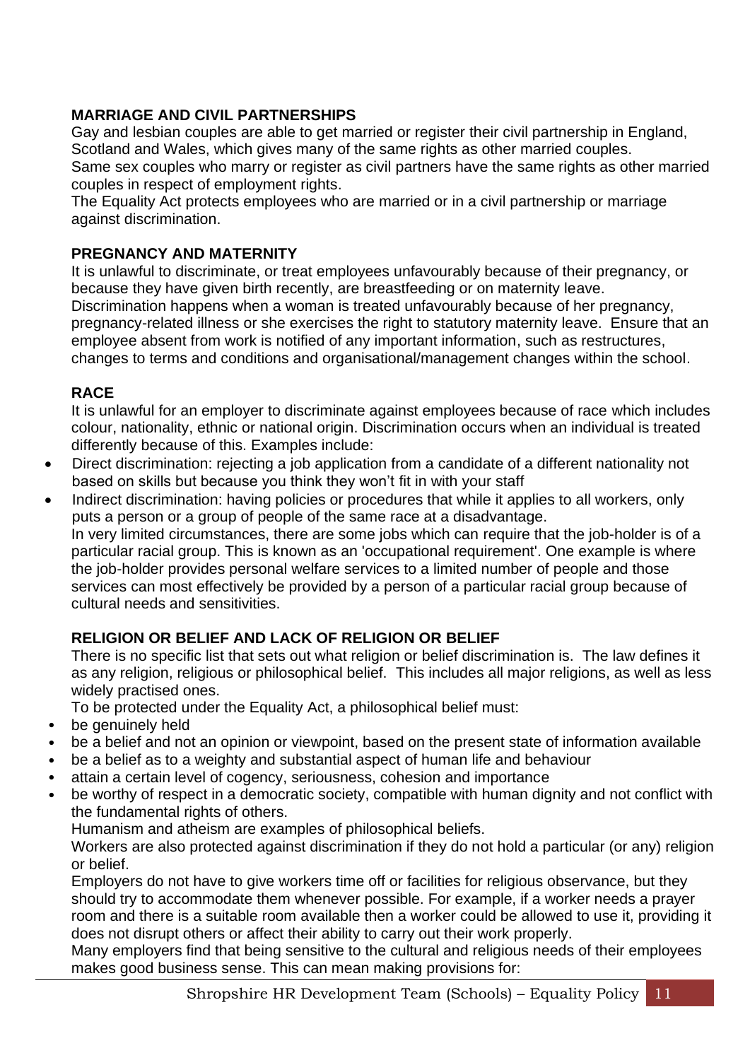**MARRIAGE AND CIVIL PARTNERSHIPS**

Gay and lesbian couples are able to get married or register their civil partnership in England, Scotland and Wales, which gives many of the same rights as other married couples.
Same sex couples who marry or register as civil partners have the same rights as other married couples in respect of employment rights.
The Equality Act protects employees who are married or in a civil partnership or marriage against discrimination.

**PREGNANCY AND MATERNITY**

It is unlawful to discriminate, or treat employees unfavourably because of their pregnancy, or because they have given birth recently, are breastfeeding or on maternity leave.
Discrimination happens when a woman is treated unfavourably because of her pregnancy, pregnancy-related illness or she exercises the right to statutory maternity leave. Ensure that an employee absent from work is notified of any important information, such as restructures, changes to terms and conditions and organisational/management changes within the school.

**RACE**

It is unlawful for an employer to discriminate against employees because of race which includes colour, nationality, ethnic or national origin. Discrimination occurs when an individual is treated differently because of this. Examples include:

- Direct discrimination: rejecting a job application from a candidate of a different nationality not based on skills but because you think they won't fit in with your staff
- Indirect discrimination: having policies or procedures that while it applies to all workers, only puts a person or a group of people of the same race at a disadvantage.

In very limited circumstances, there are some jobs which can require that the job-holder is of a particular racial group. This is known as an 'occupational requirement'. One example is where the job-holder provides personal welfare services to a limited number of people and those services can most effectively be provided by a person of a particular racial group because of cultural needs and sensitivities.

**RELIGION OR BELIEF AND LACK OF RELIGION OR BELIEF**

There is no specific list that sets out what religion or belief discrimination is. The law defines it as any religion, religious or philosophical belief. This includes all major religions, as well as less widely practised ones.

To be protected under the Equality Act, a philosophical belief must:

- be genuinely held
- be a belief and not an opinion or viewpoint, based on the present state of information available
- be a belief as to a weighty and substantial aspect of human life and behaviour
- attain a certain level of cogency, seriousness, cohesion and importance
- be worthy of respect in a democratic society, compatible with human dignity and not conflict with the fundamental rights of others.

Humanism and atheism are examples of philosophical beliefs.

Workers are also protected against discrimination if they do not hold a particular (or any) religion or belief.

Employers do not have to give workers time off or facilities for religious observance, but they should try to accommodate them whenever possible. For example, if a worker needs a prayer room and there is a suitable room available then a worker could be allowed to use it, providing it does not disrupt others or affect their ability to carry out their work properly.

Many employers find that being sensitive to the cultural and religious needs of their employees makes good business sense. This can mean making provisions for: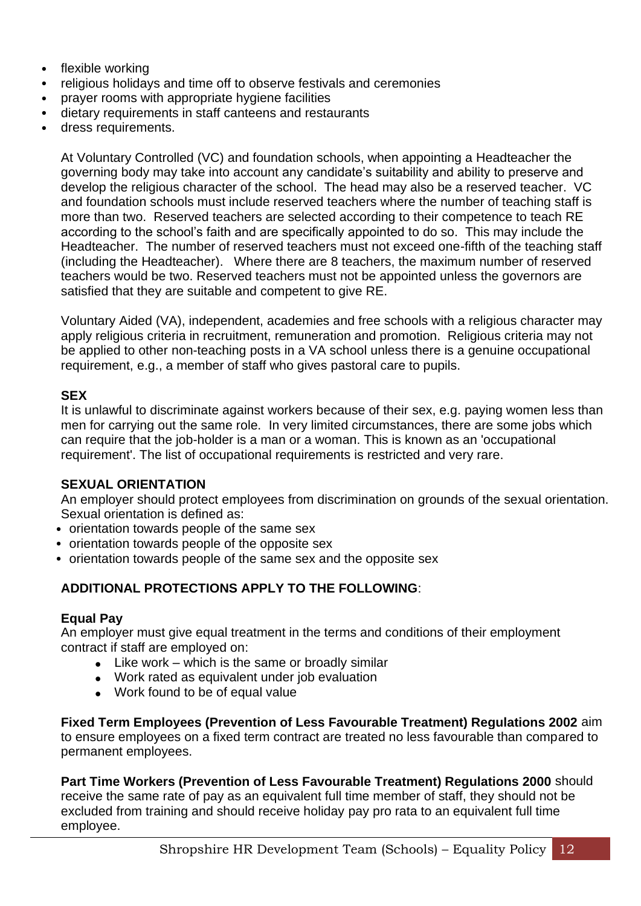- flexible working
- religious holidays and time off to observe festivals and ceremonies
- prayer rooms with appropriate hygiene facilities
- dietary requirements in staff canteens and restaurants
- dress requirements.

At Voluntary Controlled (VC) and foundation schools, when appointing a Headteacher the governing body may take into account any candidate's suitability and ability to preserve and develop the religious character of the school. The head may also be a reserved teacher. VC and foundation schools must include reserved teachers where the number of teaching staff is more than two. Reserved teachers are selected according to their competence to teach RE according to the school's faith and are specifically appointed to do so. This may include the Headteacher. The number of reserved teachers must not exceed one-fifth of the teaching staff (including the Headteacher). Where there are 8 teachers, the maximum number of reserved teachers would be two. Reserved teachers must not be appointed unless the governors are satisfied that they are suitable and competent to give RE.

Voluntary Aided (VA), independent, academies and free schools with a religious character may apply religious criteria in recruitment, remuneration and promotion. Religious criteria may not be applied to other non-teaching posts in a VA school unless there is a genuine occupational requirement, e.g., a member of staff who gives pastoral care to pupils.

**SEX**

It is unlawful to discriminate against workers because of their sex, e.g. paying women less than men for carrying out the same role. In very limited circumstances, there are some jobs which can require that the job-holder is a man or a woman. This is known as an 'occupational requirement'. The list of occupational requirements is restricted and very rare.

**SEXUAL ORIENTATION**

An employer should protect employees from discrimination on grounds of the sexual orientation. Sexual orientation is defined as:

- orientation towards people of the same sex
- orientation towards people of the opposite sex
- orientation towards people of the same sex and the opposite sex

**ADDITIONAL PROTECTIONS APPLY TO THE FOLLOWING**:

**Equal Pay**

An employer must give equal treatment in the terms and conditions of their employment contract if staff are employed on:

- Like work – which is the same or broadly similar
- Work rated as equivalent under job evaluation
- Work found to be of equal value

**Fixed Term Employees (Prevention of Less Favourable Treatment) Regulations 2002** aim to ensure employees on a fixed term contract are treated no less favourable than compared to permanent employees.

**Part Time Workers (Prevention of Less Favourable Treatment) Regulations 2000** should receive the same rate of pay as an equivalent full time member of staff, they should not be excluded from training and should receive holiday pay pro rata to an equivalent full time employee.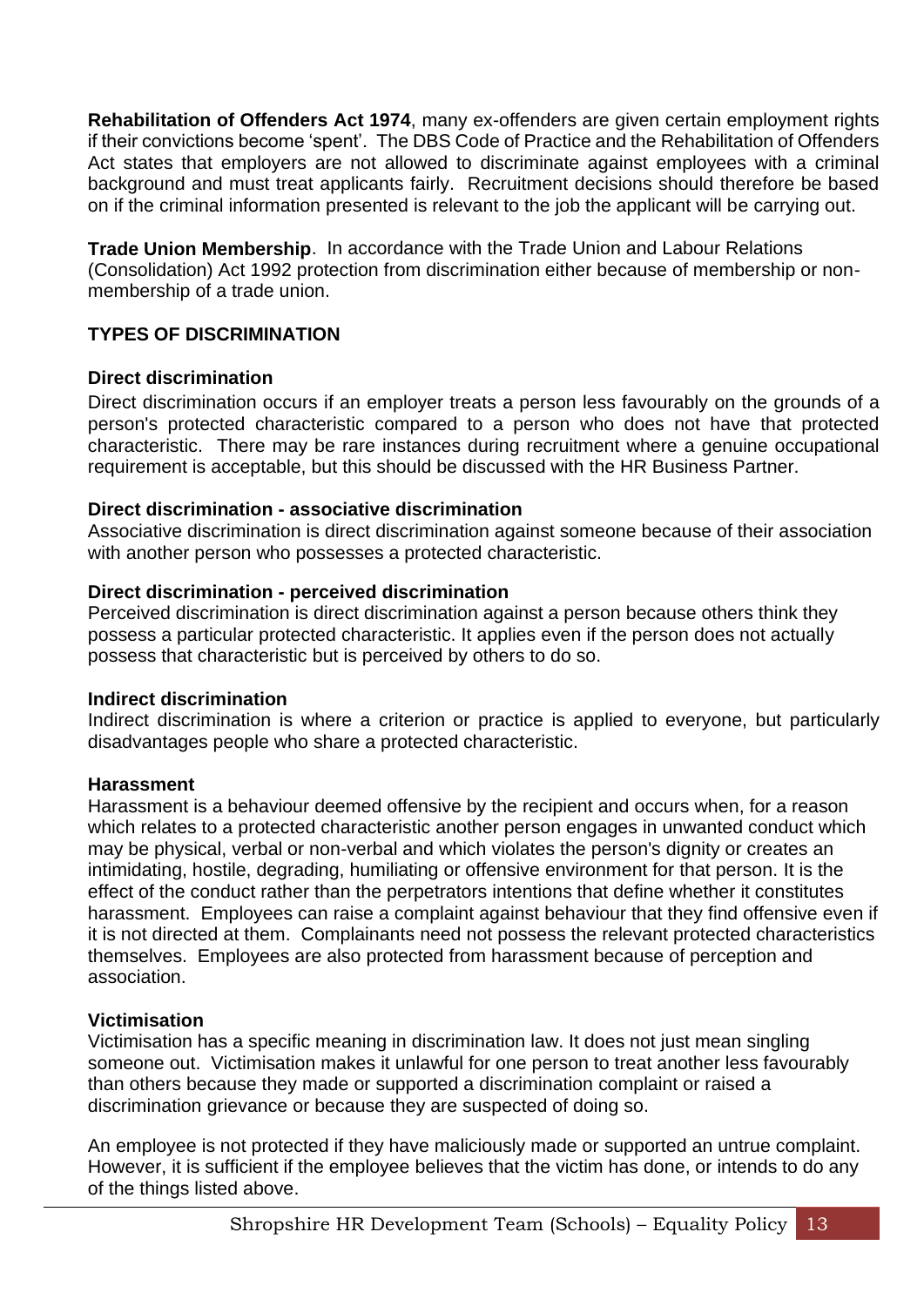**Rehabilitation of Offenders Act 1974**, many ex-offenders are given certain employment rights if their convictions become 'spent'. The DBS Code of Practice and the Rehabilitation of Offenders Act states that employers are not allowed to discriminate against employees with a criminal background and must treat applicants fairly. Recruitment decisions should therefore be based on if the criminal information presented is relevant to the job the applicant will be carrying out.

**Trade Union Membership**. In accordance with the Trade Union and Labour Relations (Consolidation) Act 1992 protection from discrimination either because of membership or non-membership of a trade union.

## TYPES OF DISCRIMINATION

### Direct discrimination

Direct discrimination occurs if an employer treats a person less favourably on the grounds of a person's protected characteristic compared to a person who does not have that protected characteristic. There may be rare instances during recruitment where a genuine occupational requirement is acceptable, but this should be discussed with the HR Business Partner.

### Direct discrimination - associative discrimination

Associative discrimination is direct discrimination against someone because of their association with another person who possesses a protected characteristic.

### Direct discrimination - perceived discrimination

Perceived discrimination is direct discrimination against a person because others think they possess a particular protected characteristic. It applies even if the person does not actually possess that characteristic but is perceived by others to do so.

### Indirect discrimination

Indirect discrimination is where a criterion or practice is applied to everyone, but particularly disadvantages people who share a protected characteristic.

### Harassment

Harassment is a behaviour deemed offensive by the recipient and occurs when, for a reason which relates to a protected characteristic another person engages in unwanted conduct which may be physical, verbal or non-verbal and which violates the person's dignity or creates an intimidating, hostile, degrading, humiliating or offensive environment for that person. It is the effect of the conduct rather than the perpetrators intentions that define whether it constitutes harassment. Employees can raise a complaint against behaviour that they find offensive even if it is not directed at them. Complainants need not possess the relevant protected characteristics themselves. Employees are also protected from harassment because of perception and association.

### Victimisation

Victimisation has a specific meaning in discrimination law. It does not just mean singling someone out. Victimisation makes it unlawful for one person to treat another less favourably than others because they made or supported a discrimination complaint or raised a discrimination grievance or because they are suspected of doing so.

An employee is not protected if they have maliciously made or supported an untrue complaint. However, it is sufficient if the employee believes that the victim has done, or intends to do any of the things listed above.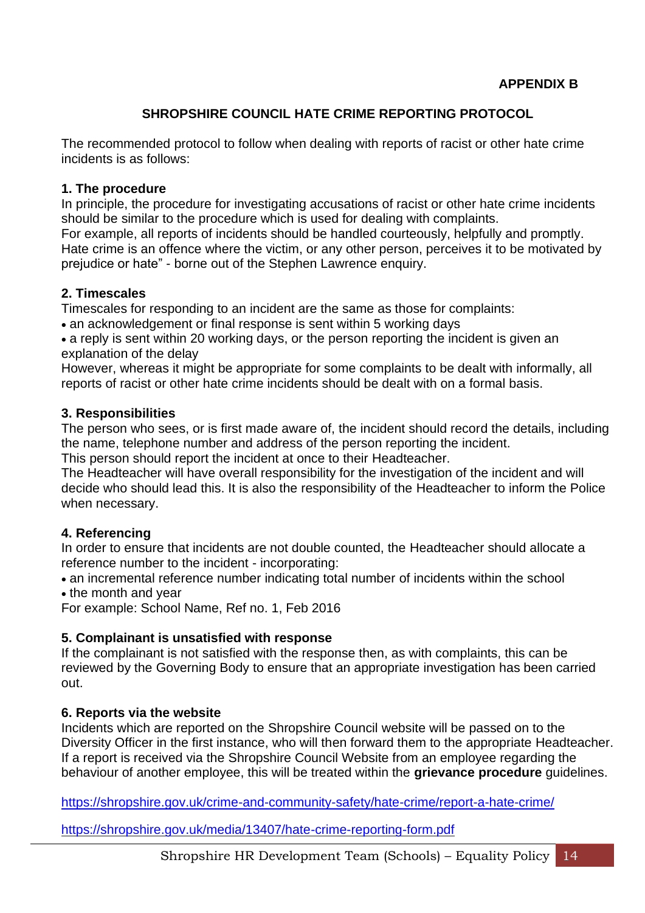**APPENDIX B**

## SHROPSHIRE COUNCIL HATE CRIME REPORTING PROTOCOL

The recommended protocol to follow when dealing with reports of racist or other hate crime incidents is as follows:

### 1. The procedure

In principle, the procedure for investigating accusations of racist or other hate crime incidents should be similar to the procedure which is used for dealing with complaints.
For example, all reports of incidents should be handled courteously, helpfully and promptly.
Hate crime is an offence where the victim, or any other person, perceives it to be motivated by prejudice or hate" - borne out of the Stephen Lawrence enquiry.

### 2. Timescales

Timescales for responding to an incident are the same as those for complaints:

- an acknowledgement or final response is sent within 5 working days
- a reply is sent within 20 working days, or the person reporting the incident is given an explanation of the delay

However, whereas it might be appropriate for some complaints to be dealt with informally, all reports of racist or other hate crime incidents should be dealt with on a formal basis.

### 3. Responsibilities

The person who sees, or is first made aware of, the incident should record the details, including the name, telephone number and address of the person reporting the incident.
This person should report the incident at once to their Headteacher.
The Headteacher will have overall responsibility for the investigation of the incident and will decide who should lead this. It is also the responsibility of the Headteacher to inform the Police when necessary.

### 4. Referencing

In order to ensure that incidents are not double counted, the Headteacher should allocate a reference number to the incident - incorporating:

- an incremental reference number indicating total number of incidents within the school
- the month and year

For example: School Name, Ref no. 1, Feb 2016

### 5. Complainant is unsatisfied with response

If the complainant is not satisfied with the response then, as with complaints, this can be reviewed by the Governing Body to ensure that an appropriate investigation has been carried out.

### 6. Reports via the website

Incidents which are reported on the Shropshire Council website will be passed on to the Diversity Officer in the first instance, who will then forward them to the appropriate Headteacher.
If a report is received via the Shropshire Council Website from an employee regarding the behaviour of another employee, this will be treated within the **grievance procedure** guidelines.

https://shropshire.gov.uk/crime-and-community-safety/hate-crime/report-a-hate-crime/

https://shropshire.gov.uk/media/13407/hate-crime-reporting-form.pdf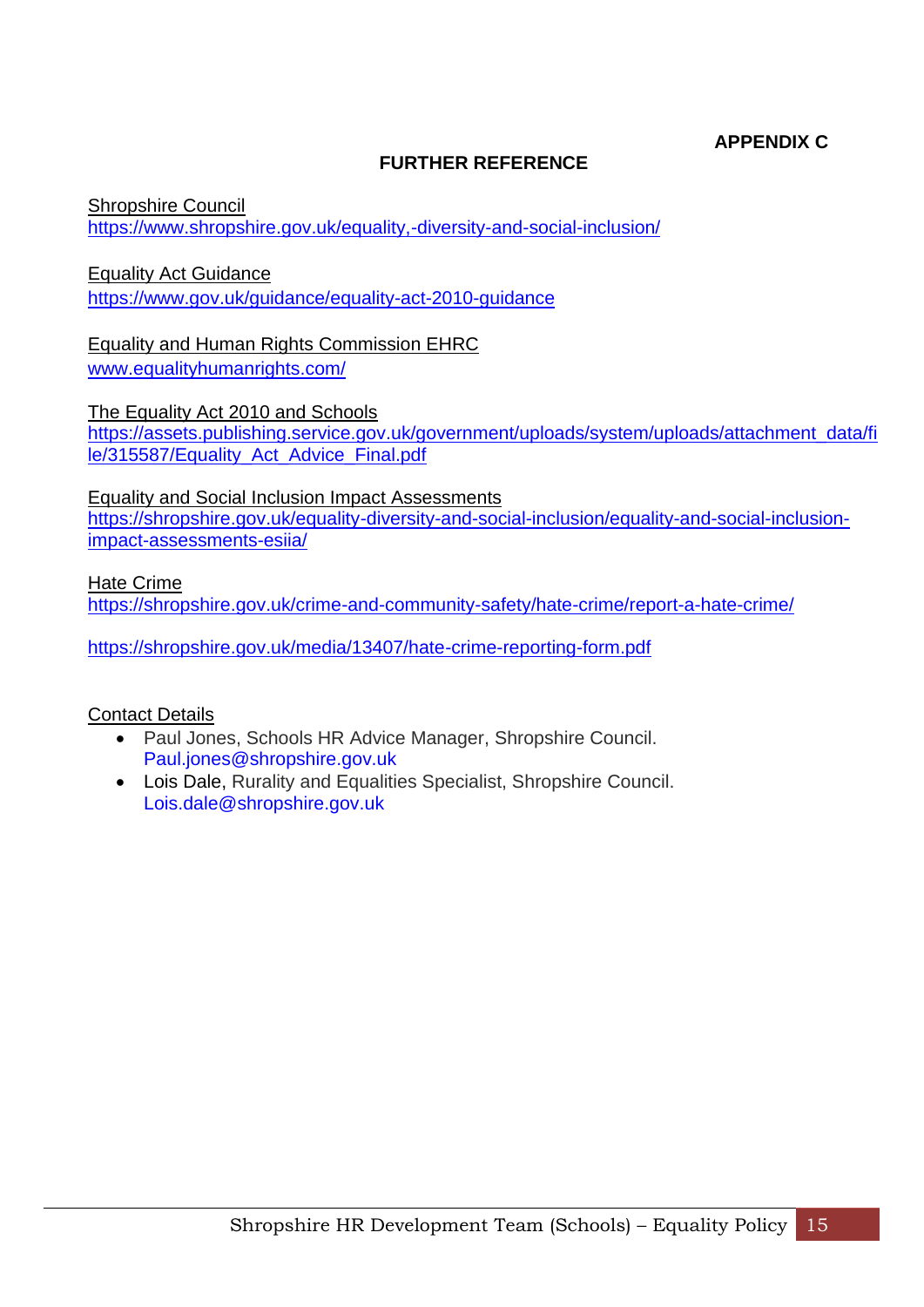**APPENDIX C**

## FURTHER REFERENCE

Shropshire Council
https://www.shropshire.gov.uk/equality,-diversity-and-social-inclusion/

Equality Act Guidance
https://www.gov.uk/guidance/equality-act-2010-guidance

Equality and Human Rights Commission EHRC
www.equalityhumanrights.com/

The Equality Act 2010 and Schools
https://assets.publishing.service.gov.uk/government/uploads/system/uploads/attachment_data/file/315587/Equality_Act_Advice_Final.pdf

Equality and Social Inclusion Impact Assessments
https://shropshire.gov.uk/equality-diversity-and-social-inclusion/equality-and-social-inclusion-impact-assessments-esiia/

Hate Crime
https://shropshire.gov.uk/crime-and-community-safety/hate-crime/report-a-hate-crime/

https://shropshire.gov.uk/media/13407/hate-crime-reporting-form.pdf

Contact Details

- Paul Jones, Schools HR Advice Manager, Shropshire Council. Paul.jones@shropshire.gov.uk
- Lois Dale, Rurality and Equalities Specialist, Shropshire Council. Lois.dale@shropshire.gov.uk